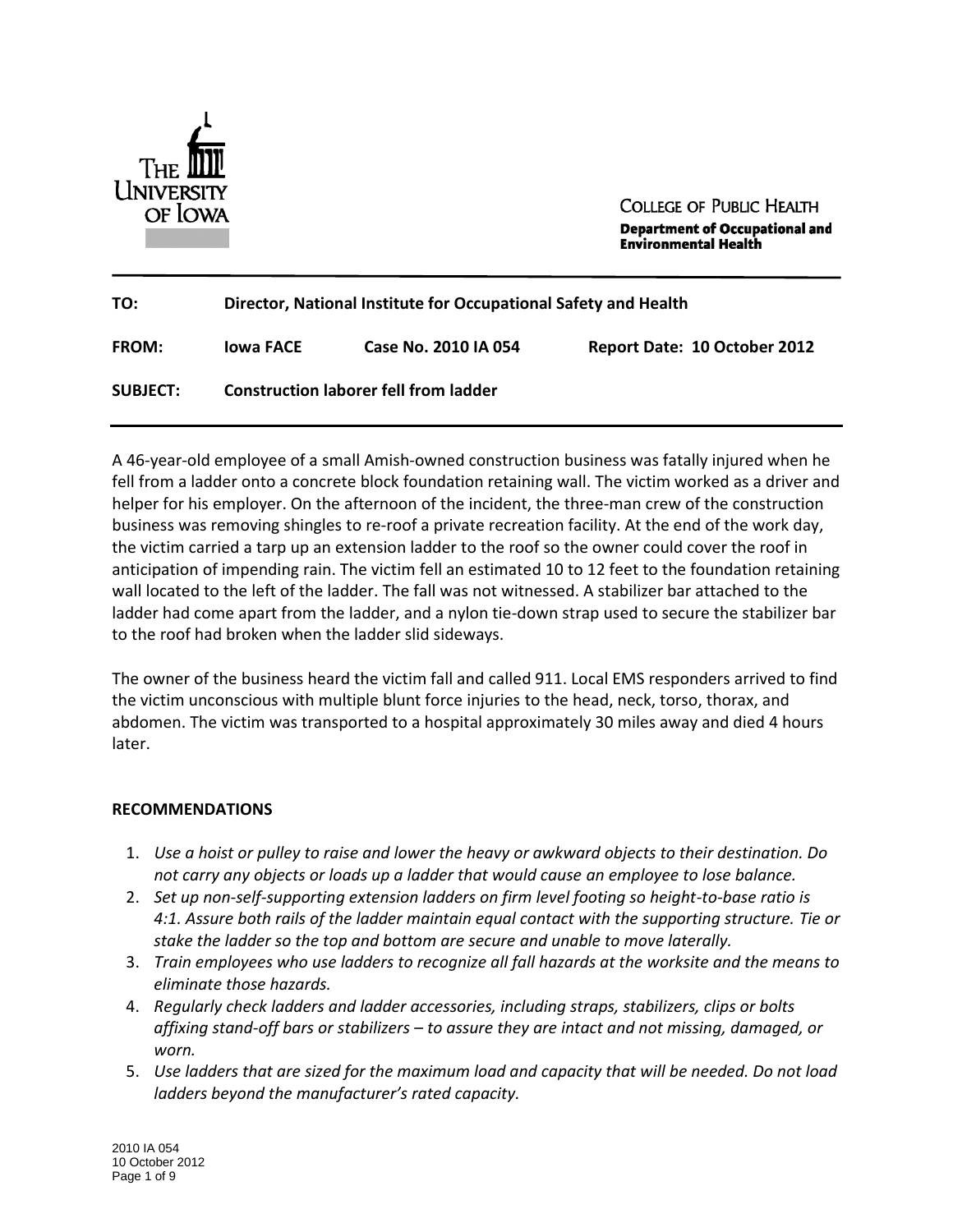THE UNIVERSITY OF IOWA

COLLEGE OF PUBLIC HEALTH
**Department of Occupational and Environmental Health**

---

**TO:** **Director, National Institute for Occupational Safety and Health**

**FROM:** **Iowa FACE** **Case No. 2010 IA 054** **Report Date: 10 October 2012**

**SUBJECT:** **Construction laborer fell from ladder**

---

A 46-year-old employee of a small Amish-owned construction business was fatally injured when he fell from a ladder onto a concrete block foundation retaining wall. The victim worked as a driver and helper for his employer. On the afternoon of the incident, the three-man crew of the construction business was removing shingles to re-roof a private recreation facility. At the end of the work day, the victim carried a tarp up an extension ladder to the roof so the owner could cover the roof in anticipation of impending rain. The victim fell an estimated 10 to 12 feet to the foundation retaining wall located to the left of the ladder. The fall was not witnessed. A stabilizer bar attached to the ladder had come apart from the ladder, and a nylon tie-down strap used to secure the stabilizer bar to the roof had broken when the ladder slid sideways.

The owner of the business heard the victim fall and called 911. Local EMS responders arrived to find the victim unconscious with multiple blunt force injuries to the head, neck, torso, thorax, and abdomen. The victim was transported to a hospital approximately 30 miles away and died 4 hours later.

## RECOMMENDATIONS

1. *Use a hoist or pulley to raise and lower the heavy or awkward objects to their destination. Do not carry any objects or loads up a ladder that would cause an employee to lose balance.*
2. *Set up non-self-supporting extension ladders on firm level footing so height-to-base ratio is 4:1. Assure both rails of the ladder maintain equal contact with the supporting structure. Tie or stake the ladder so the top and bottom are secure and unable to move laterally.*
3. *Train employees who use ladders to recognize all fall hazards at the worksite and the means to eliminate those hazards.*
4. *Regularly check ladders and ladder accessories, including straps, stabilizers, clips or bolts affixing stand-off bars or stabilizers – to assure they are intact and not missing, damaged, or worn.*
5. *Use ladders that are sized for the maximum load and capacity that will be needed. Do not load ladders beyond the manufacturer's rated capacity.*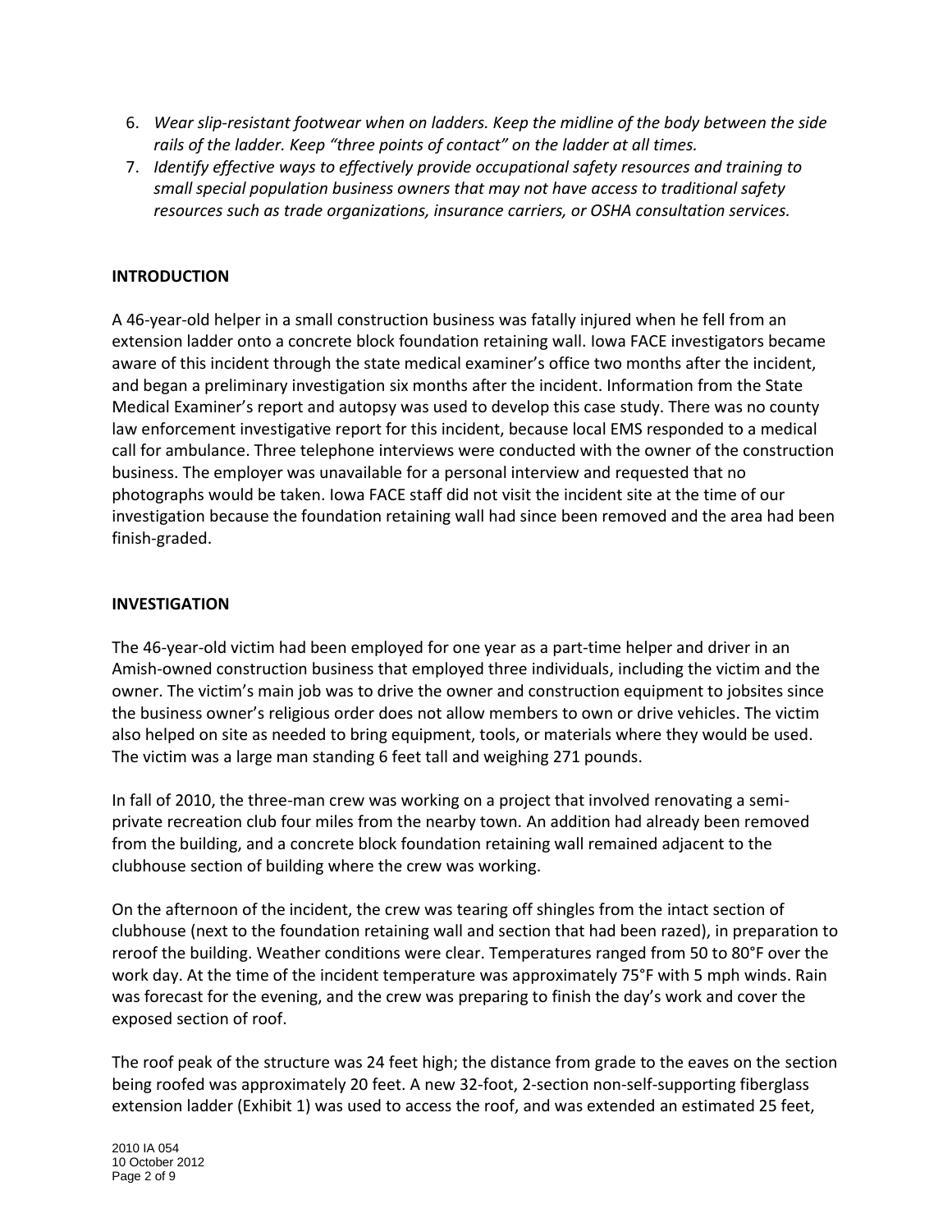6. *Wear slip-resistant footwear when on ladders. Keep the midline of the body between the side rails of the ladder. Keep "three points of contact" on the ladder at all times.*
7. *Identify effective ways to effectively provide occupational safety resources and training to small special population business owners that may not have access to traditional safety resources such as trade organizations, insurance carriers, or OSHA consultation services.*

## INTRODUCTION

A 46-year-old helper in a small construction business was fatally injured when he fell from an extension ladder onto a concrete block foundation retaining wall. Iowa FACE investigators became aware of this incident through the state medical examiner's office two months after the incident, and began a preliminary investigation six months after the incident. Information from the State Medical Examiner's report and autopsy was used to develop this case study. There was no county law enforcement investigative report for this incident, because local EMS responded to a medical call for ambulance. Three telephone interviews were conducted with the owner of the construction business. The employer was unavailable for a personal interview and requested that no photographs would be taken. Iowa FACE staff did not visit the incident site at the time of our investigation because the foundation retaining wall had since been removed and the area had been finish-graded.

## INVESTIGATION

The 46-year-old victim had been employed for one year as a part-time helper and driver in an Amish-owned construction business that employed three individuals, including the victim and the owner. The victim's main job was to drive the owner and construction equipment to jobsites since the business owner's religious order does not allow members to own or drive vehicles. The victim also helped on site as needed to bring equipment, tools, or materials where they would be used. The victim was a large man standing 6 feet tall and weighing 271 pounds.

In fall of 2010, the three-man crew was working on a project that involved renovating a semi-private recreation club four miles from the nearby town. An addition had already been removed from the building, and a concrete block foundation retaining wall remained adjacent to the clubhouse section of building where the crew was working.

On the afternoon of the incident, the crew was tearing off shingles from the intact section of clubhouse (next to the foundation retaining wall and section that had been razed), in preparation to reroof the building. Weather conditions were clear. Temperatures ranged from 50 to 80°F over the work day. At the time of the incident temperature was approximately 75°F with 5 mph winds. Rain was forecast for the evening, and the crew was preparing to finish the day's work and cover the exposed section of roof.

The roof peak of the structure was 24 feet high; the distance from grade to the eaves on the section being roofed was approximately 20 feet. A new 32-foot, 2-section non-self-supporting fiberglass extension ladder (Exhibit 1) was used to access the roof, and was extended an estimated 25 feet,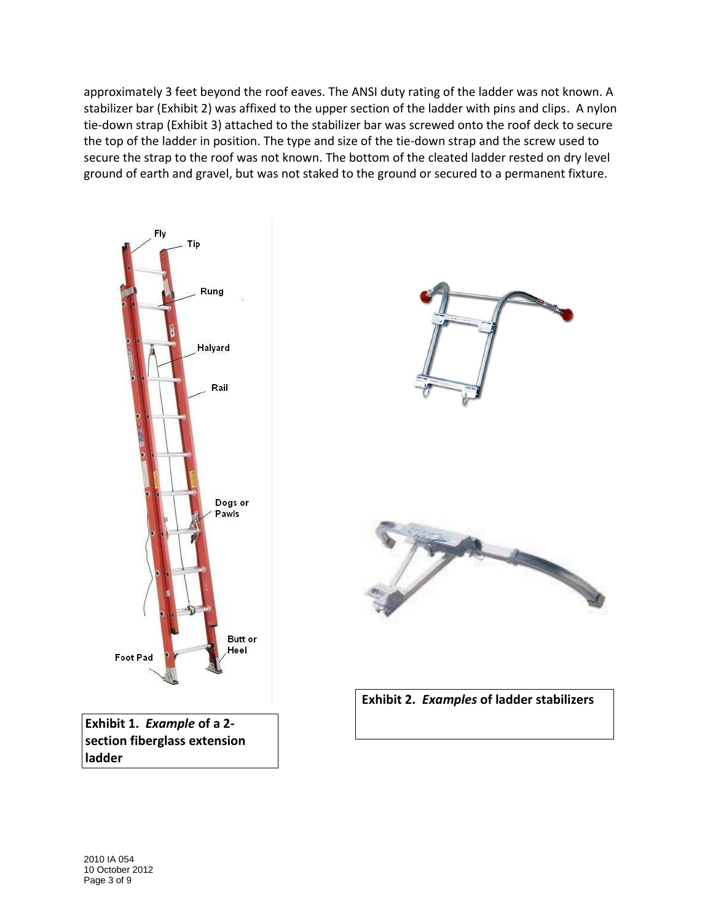approximately 3 feet beyond the roof eaves. The ANSI duty rating of the ladder was not known. A stabilizer bar (Exhibit 2) was affixed to the upper section of the ladder with pins and clips. A nylon tie-down strap (Exhibit 3) attached to the stabilizer bar was screwed onto the roof deck to secure the top of the ladder in position. The type and size of the tie-down strap and the screw used to secure the strap to the roof was not known. The bottom of the cleated ladder rested on dry level ground of earth and gravel, but was not staked to the ground or secured to a permanent fixture.

**Exhibit 1.** ***Example*** **of a 2-section fiberglass extension ladder**

**Exhibit 2.** ***Examples*** **of ladder stabilizers**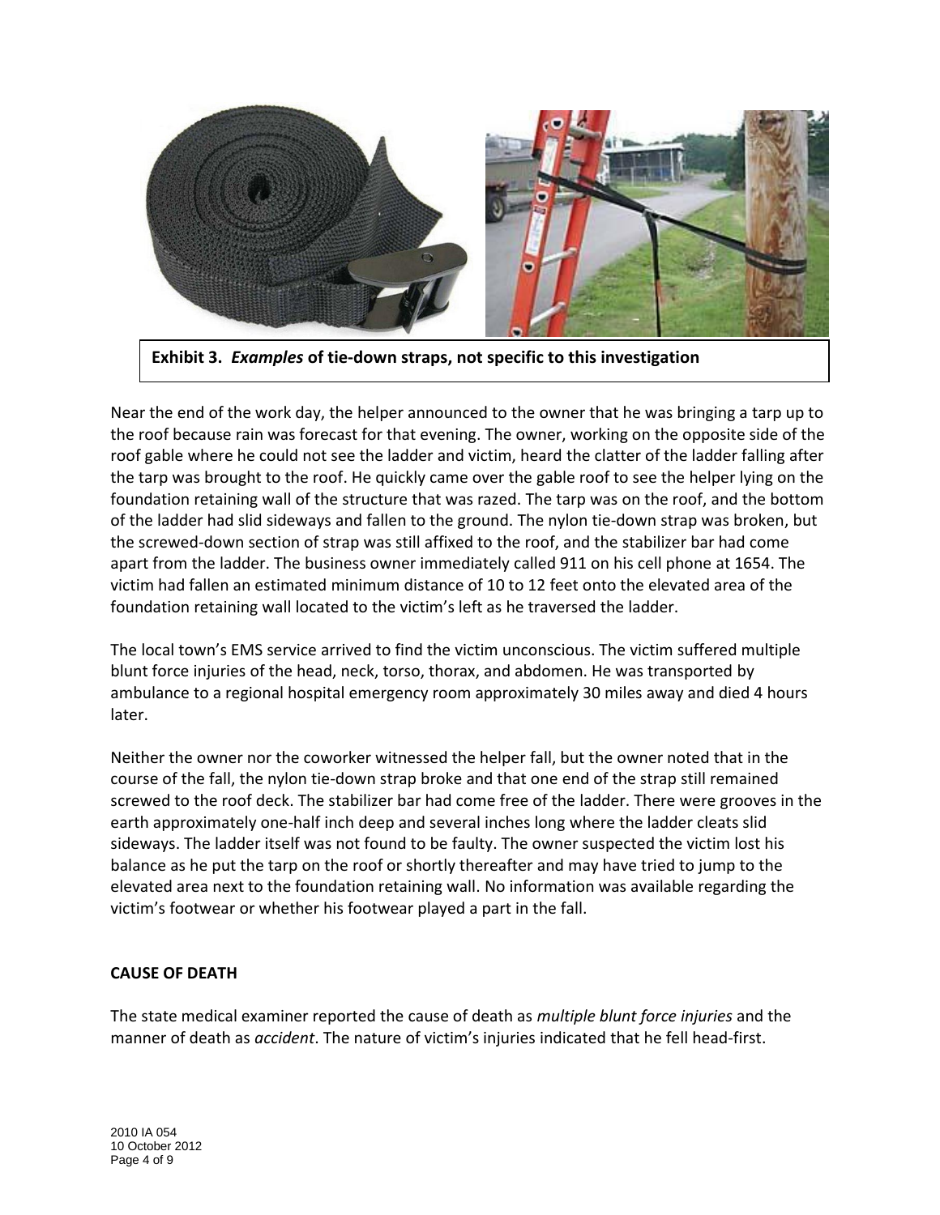**Exhibit 3.** ***Examples*** **of tie-down straps, not specific to this investigation**

Near the end of the work day, the helper announced to the owner that he was bringing a tarp up to the roof because rain was forecast for that evening. The owner, working on the opposite side of the roof gable where he could not see the ladder and victim, heard the clatter of the ladder falling after the tarp was brought to the roof. He quickly came over the gable roof to see the helper lying on the foundation retaining wall of the structure that was razed. The tarp was on the roof, and the bottom of the ladder had slid sideways and fallen to the ground. The nylon tie-down strap was broken, but the screwed-down section of strap was still affixed to the roof, and the stabilizer bar had come apart from the ladder. The business owner immediately called 911 on his cell phone at 1654. The victim had fallen an estimated minimum distance of 10 to 12 feet onto the elevated area of the foundation retaining wall located to the victim's left as he traversed the ladder.

The local town's EMS service arrived to find the victim unconscious. The victim suffered multiple blunt force injuries of the head, neck, torso, thorax, and abdomen. He was transported by ambulance to a regional hospital emergency room approximately 30 miles away and died 4 hours later.

Neither the owner nor the coworker witnessed the helper fall, but the owner noted that in the course of the fall, the nylon tie-down strap broke and that one end of the strap still remained screwed to the roof deck. The stabilizer bar had come free of the ladder. There were grooves in the earth approximately one-half inch deep and several inches long where the ladder cleats slid sideways. The ladder itself was not found to be faulty. The owner suspected the victim lost his balance as he put the tarp on the roof or shortly thereafter and may have tried to jump to the elevated area next to the foundation retaining wall. No information was available regarding the victim's footwear or whether his footwear played a part in the fall.

**CAUSE OF DEATH**

The state medical examiner reported the cause of death as *multiple blunt force injuries* and the manner of death as *accident*. The nature of victim's injuries indicated that he fell head-first.

2010 IA 054
10 October 2012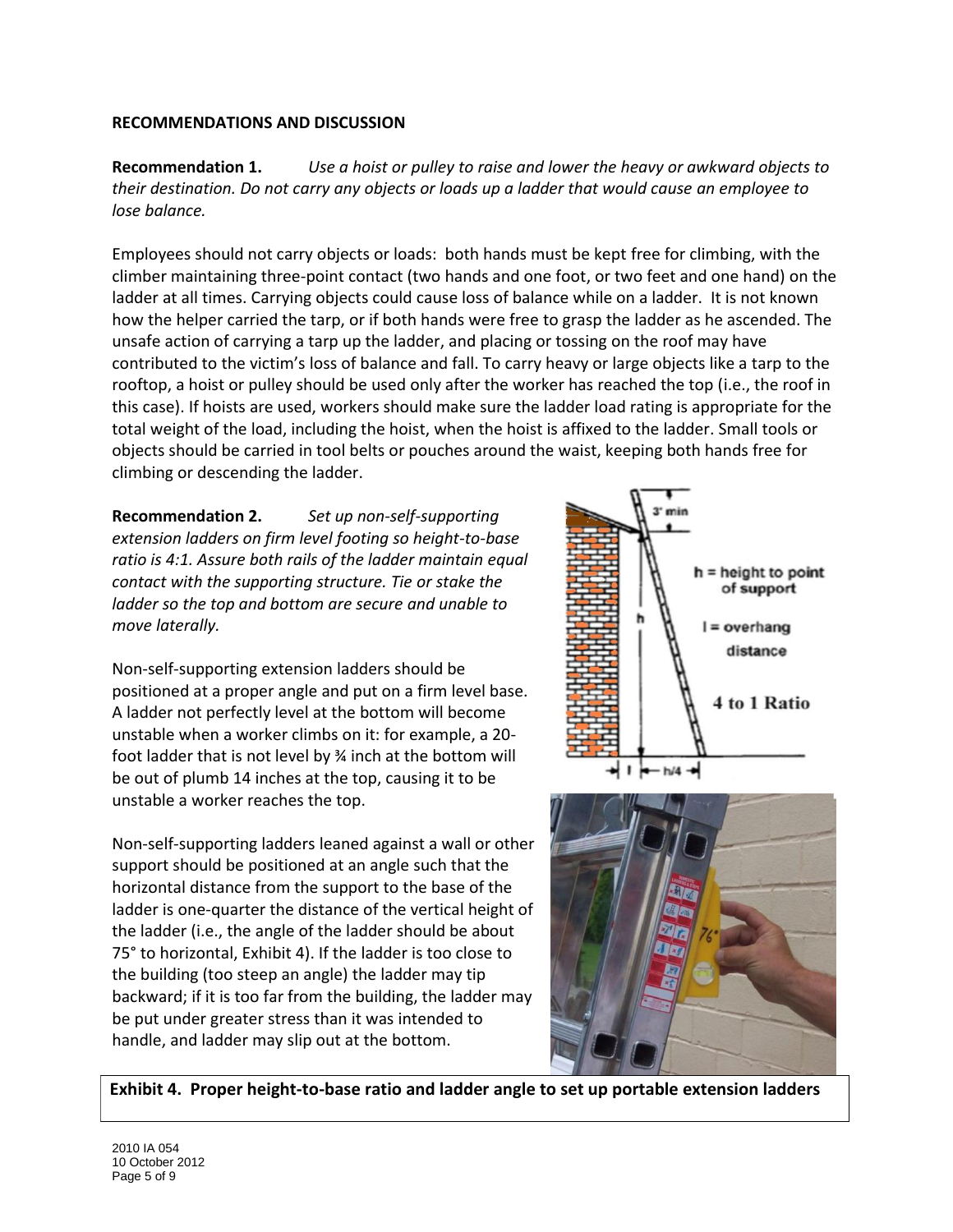## RECOMMENDATIONS AND DISCUSSION

**Recommendation 1.** *Use a hoist or pulley to raise and lower the heavy or awkward objects to their destination. Do not carry any objects or loads up a ladder that would cause an employee to lose balance.*

Employees should not carry objects or loads: both hands must be kept free for climbing, with the climber maintaining three-point contact (two hands and one foot, or two feet and one hand) on the ladder at all times. Carrying objects could cause loss of balance while on a ladder. It is not known how the helper carried the tarp, or if both hands were free to grasp the ladder as he ascended. The unsafe action of carrying a tarp up the ladder, and placing or tossing on the roof may have contributed to the victim's loss of balance and fall. To carry heavy or large objects like a tarp to the rooftop, a hoist or pulley should be used only after the worker has reached the top (i.e., the roof in this case). If hoists are used, workers should make sure the ladder load rating is appropriate for the total weight of the load, including the hoist, when the hoist is affixed to the ladder. Small tools or objects should be carried in tool belts or pouches around the waist, keeping both hands free for climbing or descending the ladder.

**Recommendation 2.** *Set up non-self-supporting extension ladders on firm level footing so height-to-base ratio is 4:1. Assure both rails of the ladder maintain equal contact with the supporting structure. Tie or stake the ladder so the top and bottom are secure and unable to move laterally.*

Non-self-supporting extension ladders should be positioned at a proper angle and put on a firm level base. A ladder not perfectly level at the bottom will become unstable when a worker climbs on it: for example, a 20-foot ladder that is not level by ¾ inch at the bottom will be out of plumb 14 inches at the top, causing it to be unstable a worker reaches the top.

Non-self-supporting ladders leaned against a wall or other support should be positioned at an angle such that the horizontal distance from the support to the base of the ladder is one-quarter the distance of the vertical height of the ladder (i.e., the angle of the ladder should be about 75° to horizontal, Exhibit 4). If the ladder is too close to the building (too steep an angle) the ladder may tip backward; if it is too far from the building, the ladder may be put under greater stress than it was intended to handle, and ladder may slip out at the bottom.

**Exhibit 4. Proper height-to-base ratio and ladder angle to set up portable extension ladders**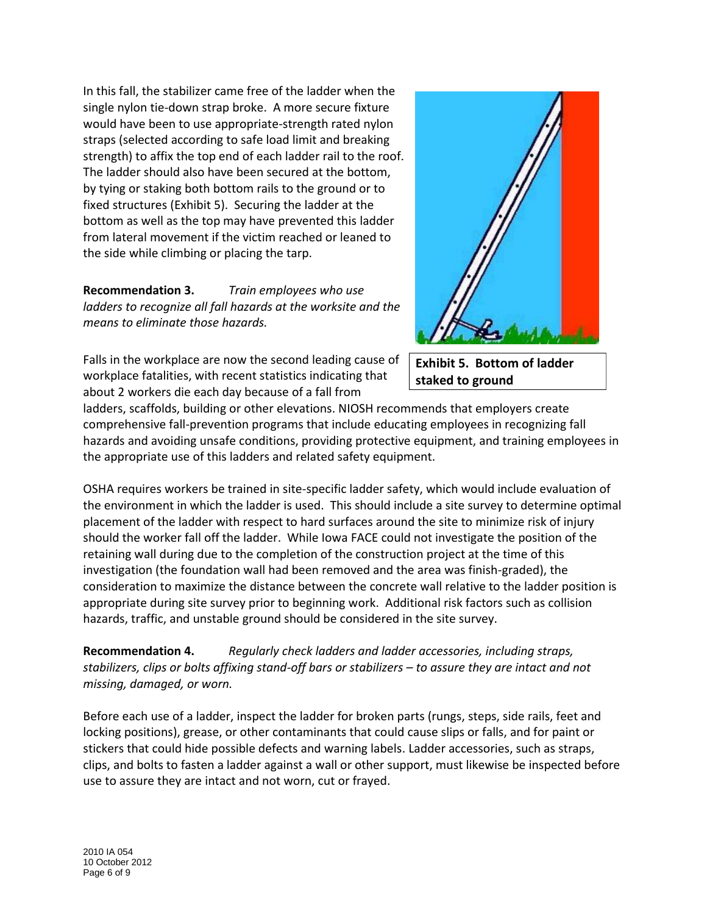In this fall, the stabilizer came free of the ladder when the single nylon tie-down strap broke. A more secure fixture would have been to use appropriate-strength rated nylon straps (selected according to safe load limit and breaking strength) to affix the top end of each ladder rail to the roof. The ladder should also have been secured at the bottom, by tying or staking both bottom rails to the ground or to fixed structures (Exhibit 5). Securing the ladder at the bottom as well as the top may have prevented this ladder from lateral movement if the victim reached or leaned to the side while climbing or placing the tarp.

**Exhibit 5. Bottom of ladder staked to ground**

**Recommendation 3.** *Train employees who use ladders to recognize all fall hazards at the worksite and the means to eliminate those hazards.*

Falls in the workplace are now the second leading cause of workplace fatalities, with recent statistics indicating that about 2 workers die each day because of a fall from ladders, scaffolds, building or other elevations. NIOSH recommends that employers create comprehensive fall-prevention programs that include educating employees in recognizing fall hazards and avoiding unsafe conditions, providing protective equipment, and training employees in the appropriate use of this ladders and related safety equipment.

OSHA requires workers be trained in site-specific ladder safety, which would include evaluation of the environment in which the ladder is used. This should include a site survey to determine optimal placement of the ladder with respect to hard surfaces around the site to minimize risk of injury should the worker fall off the ladder. While Iowa FACE could not investigate the position of the retaining wall during due to the completion of the construction project at the time of this investigation (the foundation wall had been removed and the area was finish-graded), the consideration to maximize the distance between the concrete wall relative to the ladder position is appropriate during site survey prior to beginning work. Additional risk factors such as collision hazards, traffic, and unstable ground should be considered in the site survey.

**Recommendation 4.** *Regularly check ladders and ladder accessories, including straps, stabilizers, clips or bolts affixing stand-off bars or stabilizers – to assure they are intact and not missing, damaged, or worn.*

Before each use of a ladder, inspect the ladder for broken parts (rungs, steps, side rails, feet and locking positions), grease, or other contaminants that could cause slips or falls, and for paint or stickers that could hide possible defects and warning labels. Ladder accessories, such as straps, clips, and bolts to fasten a ladder against a wall or other support, must likewise be inspected before use to assure they are intact and not worn, cut or frayed.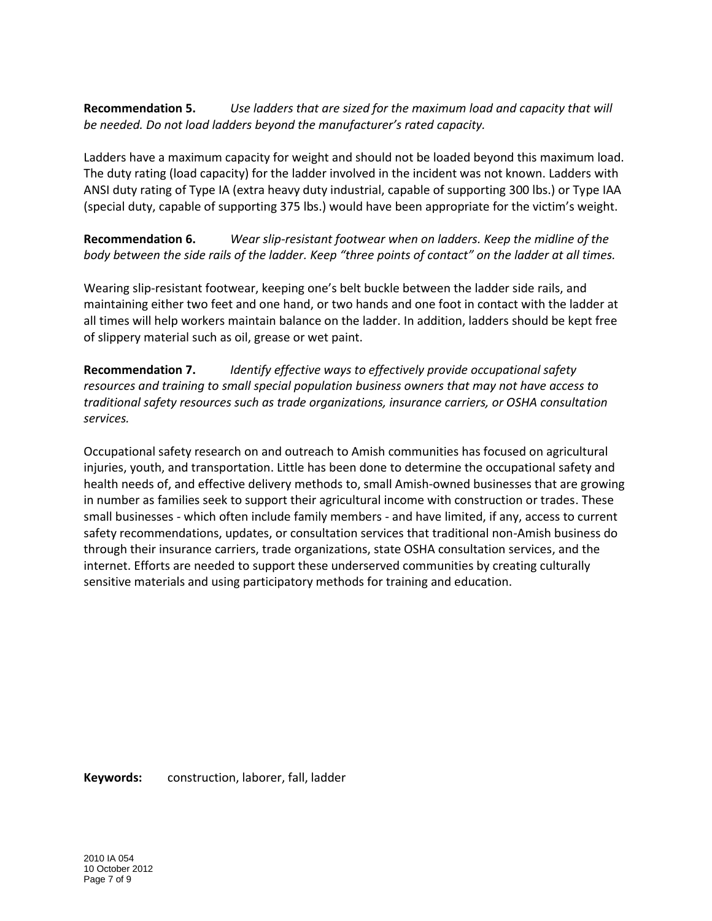**Recommendation 5.** *Use ladders that are sized for the maximum load and capacity that will be needed. Do not load ladders beyond the manufacturer's rated capacity.*

Ladders have a maximum capacity for weight and should not be loaded beyond this maximum load. The duty rating (load capacity) for the ladder involved in the incident was not known. Ladders with ANSI duty rating of Type IA (extra heavy duty industrial, capable of supporting 300 lbs.) or Type IAA (special duty, capable of supporting 375 lbs.) would have been appropriate for the victim's weight.

**Recommendation 6.** *Wear slip-resistant footwear when on ladders. Keep the midline of the body between the side rails of the ladder. Keep "three points of contact" on the ladder at all times.*

Wearing slip-resistant footwear, keeping one's belt buckle between the ladder side rails, and maintaining either two feet and one hand, or two hands and one foot in contact with the ladder at all times will help workers maintain balance on the ladder. In addition, ladders should be kept free of slippery material such as oil, grease or wet paint.

**Recommendation 7.** *Identify effective ways to effectively provide occupational safety resources and training to small special population business owners that may not have access to traditional safety resources such as trade organizations, insurance carriers, or OSHA consultation services.*

Occupational safety research on and outreach to Amish communities has focused on agricultural injuries, youth, and transportation. Little has been done to determine the occupational safety and health needs of, and effective delivery methods to, small Amish-owned businesses that are growing in number as families seek to support their agricultural income with construction or trades. These small businesses - which often include family members - and have limited, if any, access to current safety recommendations, updates, or consultation services that traditional non-Amish business do through their insurance carriers, trade organizations, state OSHA consultation services, and the internet. Efforts are needed to support these underserved communities by creating culturally sensitive materials and using participatory methods for training and education.

**Keywords:** construction, laborer, fall, ladder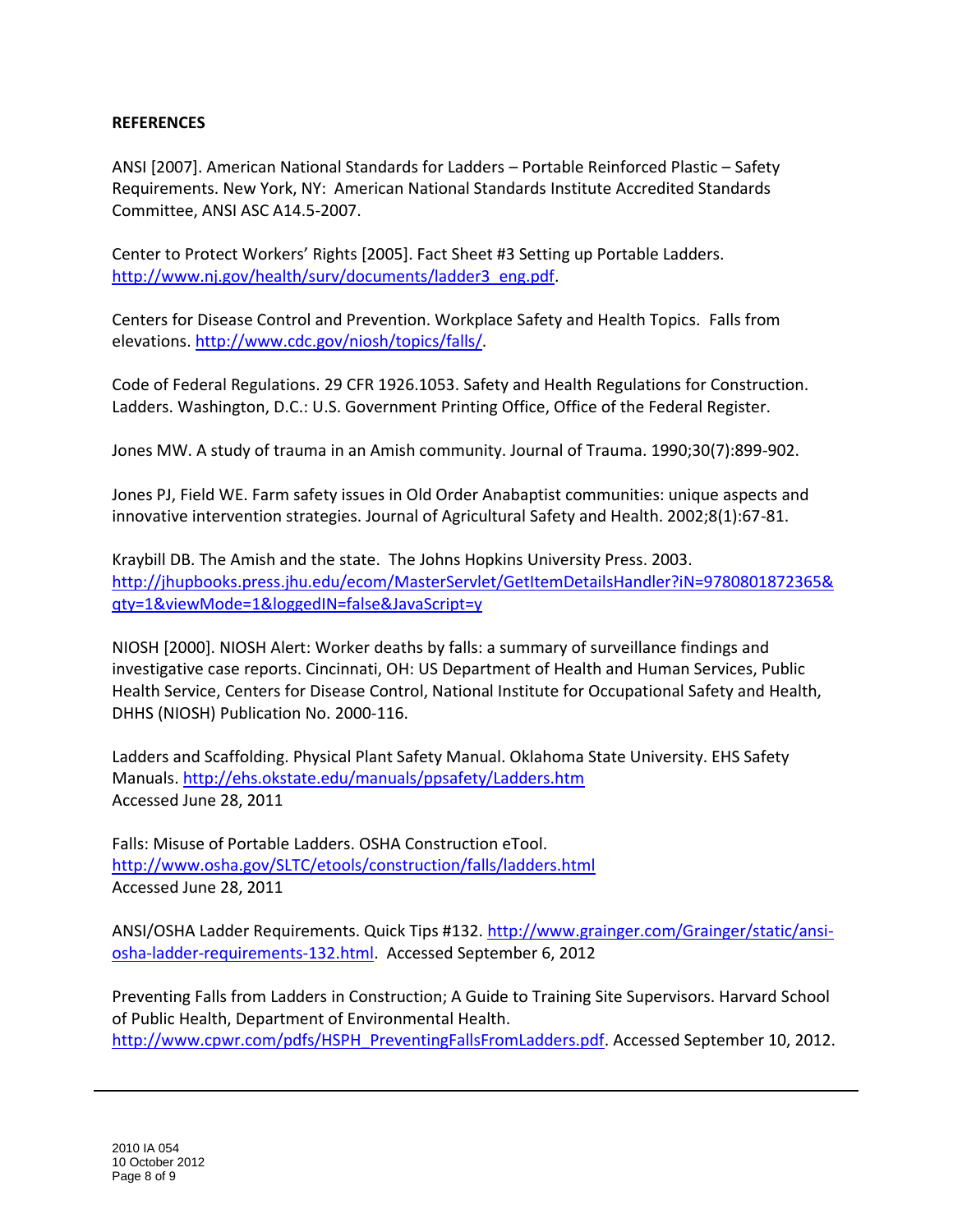**REFERENCES**

ANSI [2007]. American National Standards for Ladders – Portable Reinforced Plastic – Safety Requirements. New York, NY: American National Standards Institute Accredited Standards Committee, ANSI ASC A14.5-2007.

Center to Protect Workers' Rights [2005]. Fact Sheet #3 Setting up Portable Ladders. http://www.nj.gov/health/surv/documents/ladder3_eng.pdf.

Centers for Disease Control and Prevention. Workplace Safety and Health Topics. Falls from elevations. http://www.cdc.gov/niosh/topics/falls/.

Code of Federal Regulations. 29 CFR 1926.1053. Safety and Health Regulations for Construction. Ladders. Washington, D.C.: U.S. Government Printing Office, Office of the Federal Register.

Jones MW. A study of trauma in an Amish community. Journal of Trauma. 1990;30(7):899-902.

Jones PJ, Field WE. Farm safety issues in Old Order Anabaptist communities: unique aspects and innovative intervention strategies. Journal of Agricultural Safety and Health. 2002;8(1):67-81.

Kraybill DB. The Amish and the state. The Johns Hopkins University Press. 2003. http://jhupbooks.press.jhu.edu/ecom/MasterServlet/GetItemDetailsHandler?iN=9780801872365&qty=1&viewMode=1&loggedIN=false&JavaScript=y

NIOSH [2000]. NIOSH Alert: Worker deaths by falls: a summary of surveillance findings and investigative case reports. Cincinnati, OH: US Department of Health and Human Services, Public Health Service, Centers for Disease Control, National Institute for Occupational Safety and Health, DHHS (NIOSH) Publication No. 2000-116.

Ladders and Scaffolding. Physical Plant Safety Manual. Oklahoma State University. EHS Safety Manuals. http://ehs.okstate.edu/manuals/ppsafety/Ladders.htm
Accessed June 28, 2011

Falls: Misuse of Portable Ladders. OSHA Construction eTool. http://www.osha.gov/SLTC/etools/construction/falls/ladders.html
Accessed June 28, 2011

ANSI/OSHA Ladder Requirements. Quick Tips #132. http://www.grainger.com/Grainger/static/ansi-osha-ladder-requirements-132.html. Accessed September 6, 2012

Preventing Falls from Ladders in Construction; A Guide to Training Site Supervisors. Harvard School of Public Health, Department of Environmental Health. http://www.cpwr.com/pdfs/HSPH_PreventingFallsFromLadders.pdf. Accessed September 10, 2012.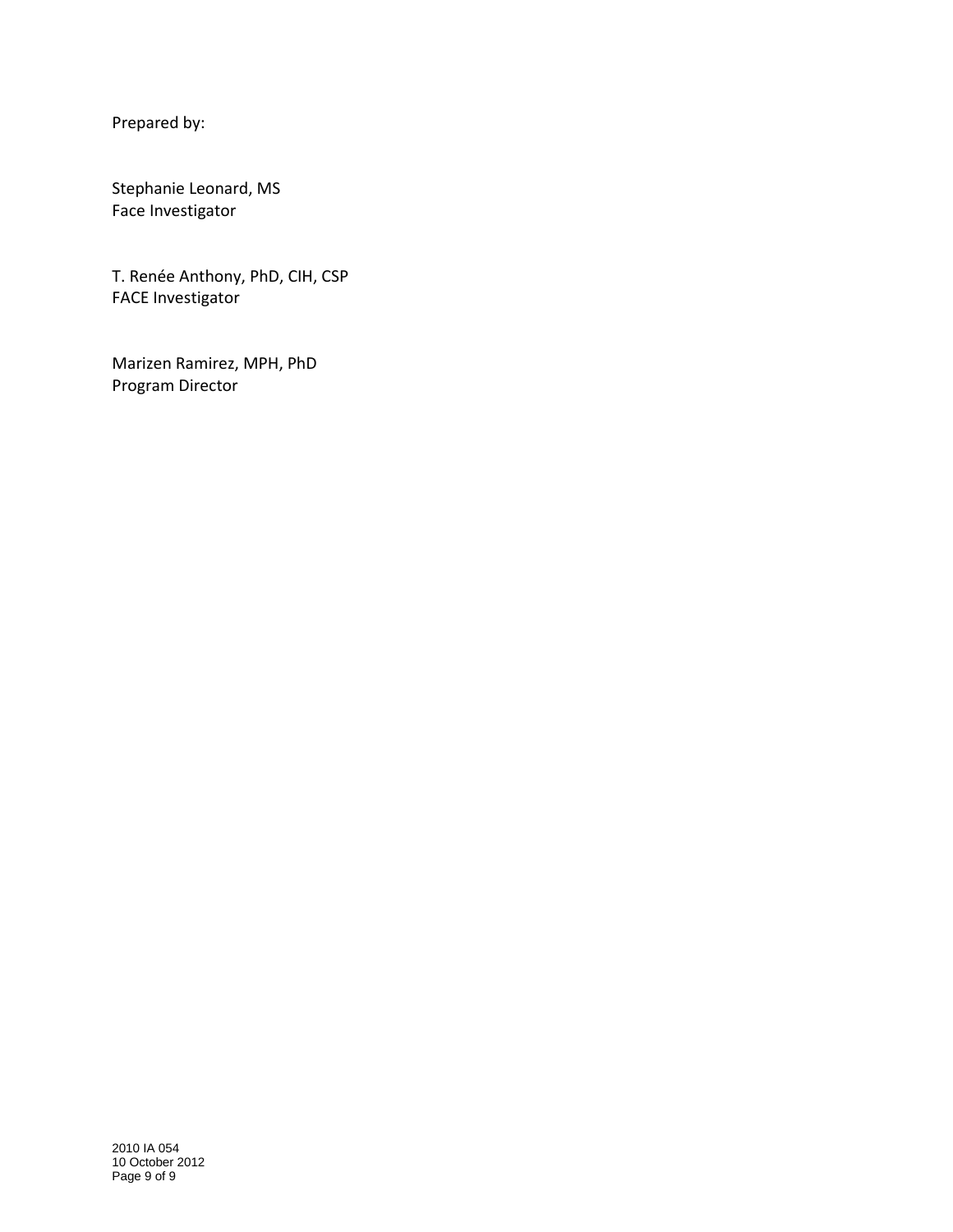Prepared by:

Stephanie Leonard, MS
Face Investigator

T. Renée Anthony, PhD, CIH, CSP
FACE Investigator

Marizen Ramirez, MPH, PhD
Program Director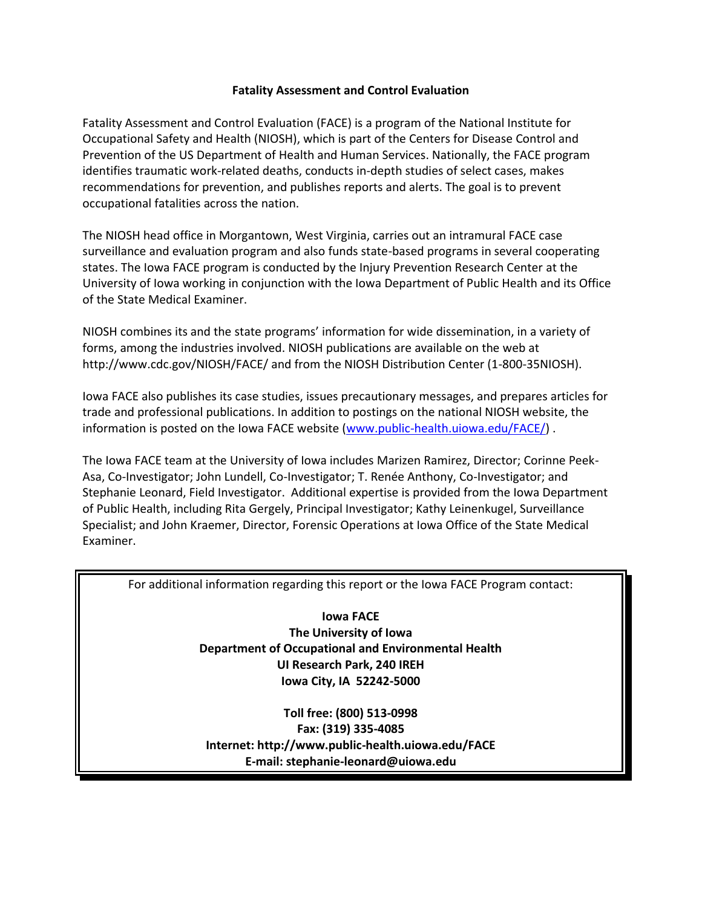# Fatality Assessment and Control Evaluation

Fatality Assessment and Control Evaluation (FACE) is a program of the National Institute for Occupational Safety and Health (NIOSH), which is part of the Centers for Disease Control and Prevention of the US Department of Health and Human Services. Nationally, the FACE program identifies traumatic work-related deaths, conducts in-depth studies of select cases, makes recommendations for prevention, and publishes reports and alerts. The goal is to prevent occupational fatalities across the nation.

The NIOSH head office in Morgantown, West Virginia, carries out an intramural FACE case surveillance and evaluation program and also funds state-based programs in several cooperating states. The Iowa FACE program is conducted by the Injury Prevention Research Center at the University of Iowa working in conjunction with the Iowa Department of Public Health and its Office of the State Medical Examiner.

NIOSH combines its and the state programs' information for wide dissemination, in a variety of forms, among the industries involved. NIOSH publications are available on the web at http://www.cdc.gov/NIOSH/FACE/ and from the NIOSH Distribution Center (1-800-35NIOSH).

Iowa FACE also publishes its case studies, issues precautionary messages, and prepares articles for trade and professional publications. In addition to postings on the national NIOSH website, the information is posted on the Iowa FACE website (www.public-health.uiowa.edu/FACE/) .

The Iowa FACE team at the University of Iowa includes Marizen Ramirez, Director; Corinne Peek-Asa, Co-Investigator; John Lundell, Co-Investigator; T. Renée Anthony, Co-Investigator; and Stephanie Leonard, Field Investigator. Additional expertise is provided from the Iowa Department of Public Health, including Rita Gergely, Principal Investigator; Kathy Leinenkugel, Surveillance Specialist; and John Kraemer, Director, Forensic Operations at Iowa Office of the State Medical Examiner.

For additional information regarding this report or the Iowa FACE Program contact:

**Iowa FACE**
**The University of Iowa**
**Department of Occupational and Environmental Health**
**UI Research Park, 240 IREH**
**Iowa City, IA 52242-5000**

**Toll free: (800) 513-0998**
**Fax: (319) 335-4085**
**Internet: http://www.public-health.uiowa.edu/FACE**
**E-mail: stephanie-leonard@uiowa.edu**